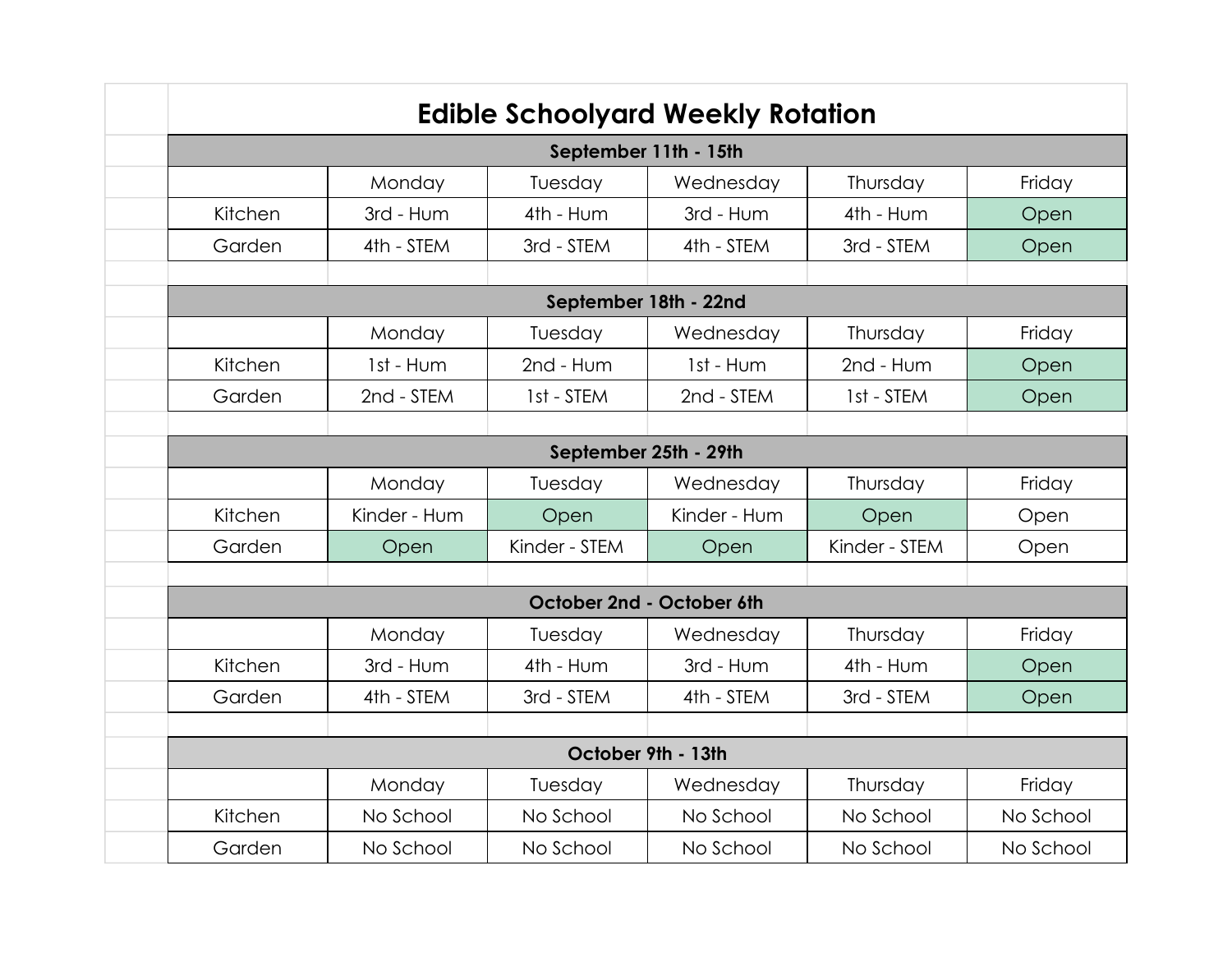# Edible Schoolyard Weekly Rotation

| September 11th - 15th | | | | | |
|---|---|---|---|---|---|
| | Monday | Tuesday | Wednesday | Thursday | Friday |
| Kitchen | 3rd - Hum | 4th - Hum | 3rd - Hum | 4th - Hum | Open |
| Garden | 4th - STEM | 3rd - STEM | 4th - STEM | 3rd - STEM | Open |

| September 18th - 22nd | | | | | |
|---|---|---|---|---|---|
| | Monday | Tuesday | Wednesday | Thursday | Friday |
| Kitchen | 1st - Hum | 2nd - Hum | 1st - Hum | 2nd - Hum | Open |
| Garden | 2nd - STEM | 1st - STEM | 2nd - STEM | 1st - STEM | Open |

| September 25th - 29th | | | | | |
|---|---|---|---|---|---|
| | Monday | Tuesday | Wednesday | Thursday | Friday |
| Kitchen | Kinder - Hum | Open | Kinder - Hum | Open | Open |
| Garden | Open | Kinder - STEM | Open | Kinder - STEM | Open |

| October 2nd - October 6th | | | | | |
|---|---|---|---|---|---|
| | Monday | Tuesday | Wednesday | Thursday | Friday |
| Kitchen | 3rd - Hum | 4th - Hum | 3rd - Hum | 4th - Hum | Open |
| Garden | 4th - STEM | 3rd - STEM | 4th - STEM | 3rd - STEM | Open |

| October 9th - 13th | | | | | |
|---|---|---|---|---|---|
| | Monday | Tuesday | Wednesday | Thursday | Friday |
| Kitchen | No School | No School | No School | No School | No School |
| Garden | No School | No School | No School | No School | No School |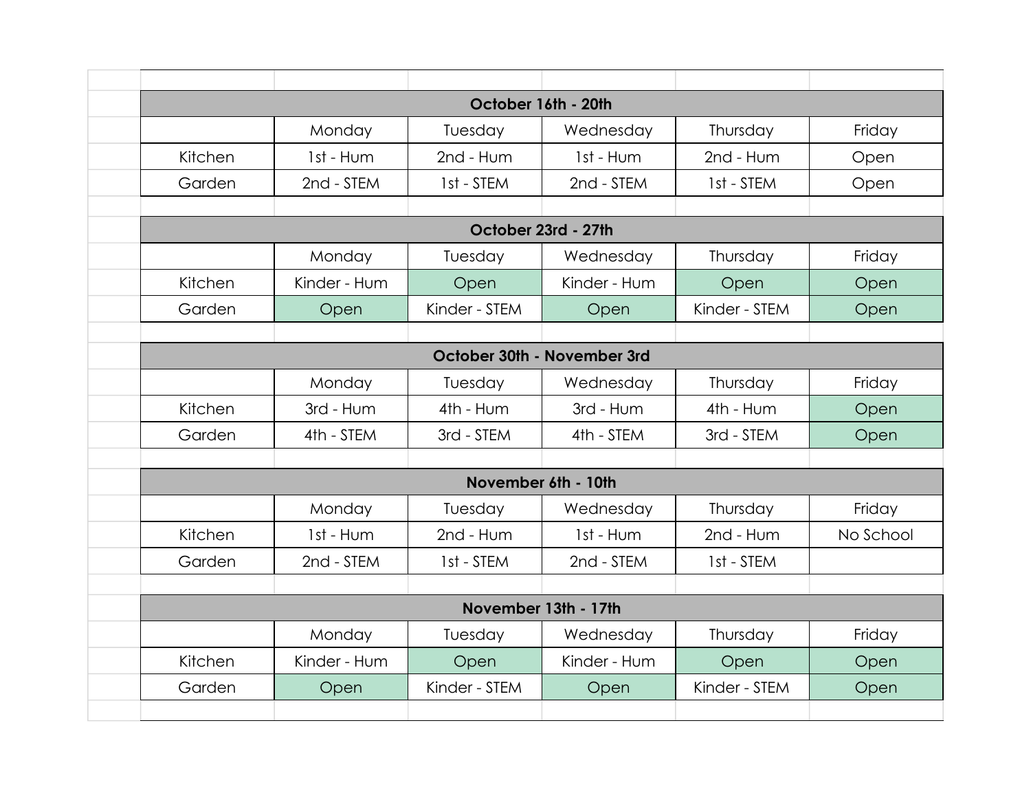| October 16th - 20th | | | | | |
|---|---|---|---|---|---|
| | Monday | Tuesday | Wednesday | Thursday | Friday |
| Kitchen | 1st - Hum | 2nd - Hum | 1st - Hum | 2nd - Hum | Open |
| Garden | 2nd - STEM | 1st - STEM | 2nd - STEM | 1st - STEM | Open |

| October 23rd - 27th | | | | | |
|---|---|---|---|---|---|
| | Monday | Tuesday | Wednesday | Thursday | Friday |
| Kitchen | Kinder - Hum | Open | Kinder - Hum | Open | Open |
| Garden | Open | Kinder - STEM | Open | Kinder - STEM | Open |

| October 30th - November 3rd | | | | | |
|---|---|---|---|---|---|
| | Monday | Tuesday | Wednesday | Thursday | Friday |
| Kitchen | 3rd - Hum | 4th - Hum | 3rd - Hum | 4th - Hum | Open |
| Garden | 4th - STEM | 3rd - STEM | 4th - STEM | 3rd - STEM | Open |

| November 6th - 10th | | | | | |
|---|---|---|---|---|---|
| | Monday | Tuesday | Wednesday | Thursday | Friday |
| Kitchen | 1st - Hum | 2nd - Hum | 1st - Hum | 2nd - Hum | No School |
| Garden | 2nd - STEM | 1st - STEM | 2nd - STEM | 1st - STEM | |

| November 13th - 17th | | | | | |
|---|---|---|---|---|---|
| | Monday | Tuesday | Wednesday | Thursday | Friday |
| Kitchen | Kinder - Hum | Open | Kinder - Hum | Open | Open |
| Garden | Open | Kinder - STEM | Open | Kinder - STEM | Open |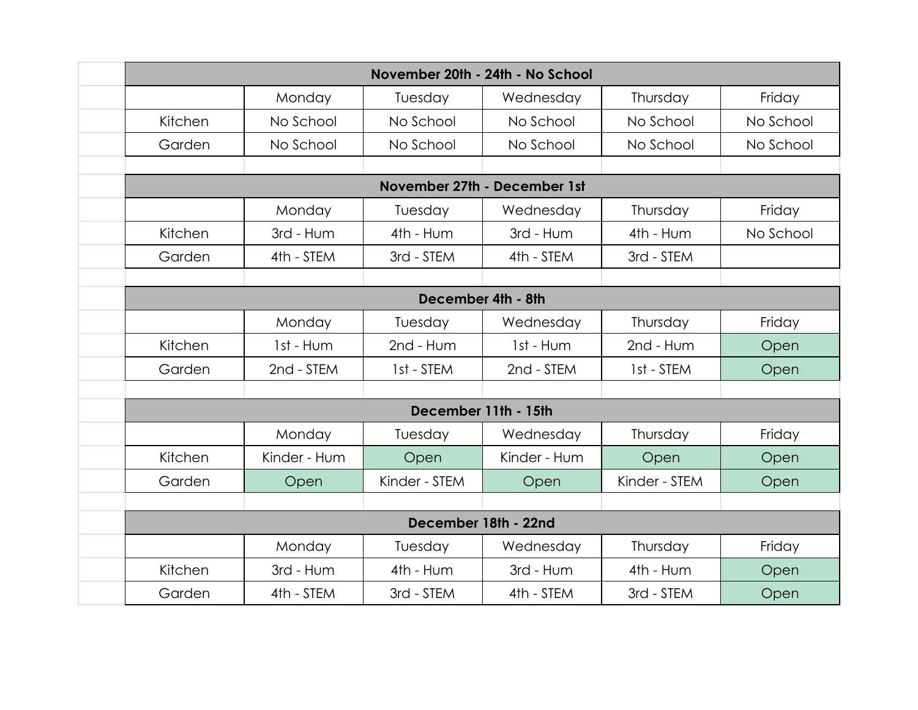| November 20th - 24th - No School | | | | | |
|---|---|---|---|---|---|
| | Monday | Tuesday | Wednesday | Thursday | Friday |
| Kitchen | No School | No School | No School | No School | No School |
| Garden | No School | No School | No School | No School | No School |

| November 27th - December 1st | | | | | |
|---|---|---|---|---|---|
| | Monday | Tuesday | Wednesday | Thursday | Friday |
| Kitchen | 3rd - Hum | 4th - Hum | 3rd - Hum | 4th - Hum | No School |
| Garden | 4th - STEM | 3rd - STEM | 4th - STEM | 3rd - STEM | |

| December 4th - 8th | | | | | |
|---|---|---|---|---|---|
| | Monday | Tuesday | Wednesday | Thursday | Friday |
| Kitchen | 1st - Hum | 2nd - Hum | 1st - Hum | 2nd - Hum | Open |
| Garden | 2nd - STEM | 1st - STEM | 2nd - STEM | 1st - STEM | Open |

| December 11th - 15th | | | | | |
|---|---|---|---|---|---|
| | Monday | Tuesday | Wednesday | Thursday | Friday |
| Kitchen | Kinder - Hum | Open | Kinder - Hum | Open | Open |
| Garden | Open | Kinder - STEM | Open | Kinder - STEM | Open |

| December 18th - 22nd | | | | | |
|---|---|---|---|---|---|
| | Monday | Tuesday | Wednesday | Thursday | Friday |
| Kitchen | 3rd - Hum | 4th - Hum | 3rd - Hum | 4th - Hum | Open |
| Garden | 4th - STEM | 3rd - STEM | 4th - STEM | 3rd - STEM | Open |